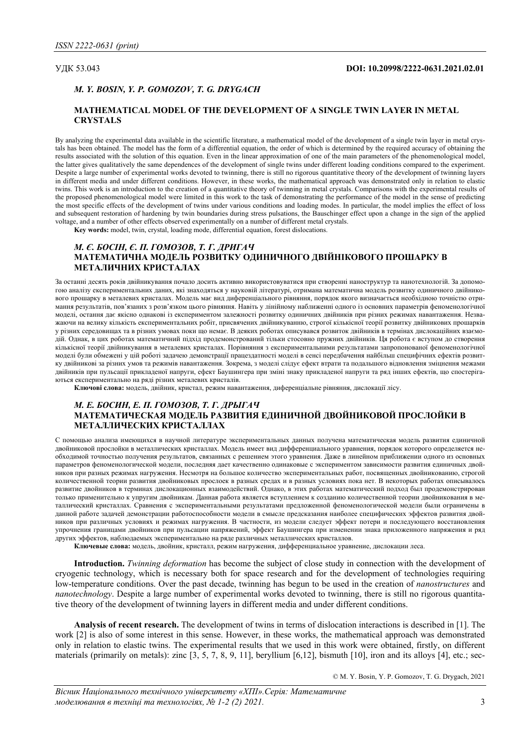УДК 53.043

**DOI: 10.20998/2222-0631.2021.02.01**

*M. Y. BOSIN, Y. P. GOMOZOV, T. G. DRYGACH*

## MATHEMATICAL MODEL OF THE DEVELOPMENT OF A SINGLE TWIN LAYER IN METAL CRYSTALS

By analyzing the experimental data available in the scientific literature, a mathematical model of the development of a single twin layer in metal crystals has been obtained. The model has the form of a differential equation, the order of which is determined by the required accuracy of obtaining the results associated with the solution of this equation. Even in the linear approximation of one of the main parameters of the phenomenological model, the latter gives qualitatively the same dependences of the development of single twins under different loading conditions compared to the experiment. Despite a large number of experimental works devoted to twinning, there is still no rigorous quantitative theory of the development of twinning layers in different media and under different conditions. However, in these works, the mathematical approach was demonstrated only in relation to elastic twins. This work is an introduction to the creation of a quantitative theory of twinning in metal crystals. Comparisons with the experimental results of the proposed phenomenological model were limited in this work to the task of demonstrating the performance of the model in the sense of predicting the most specific effects of the development of twins under various conditions and loading modes. In particular, the model implies the effect of loss and subsequent restoration of hardening by twin boundaries during stress pulsations, the Bauschinger effect upon a change in the sign of the applied voltage, and a number of other effects observed experimentally on a number of different metal crystals.

**Key words:** model, twin, crystal, loading mode, differential equation, forest dislocations.

*М. Є. БОСІН, Є. П. ГОМОЗОВ, Т. Г. ДРИГАЧ*

## МАТЕМАТИЧНА МОДЕЛЬ РОЗВИТКУ ОДИНИЧНОГО ДВІЙНІКОВОГО ПРОШАРКУ В МЕТАЛИЧНИХ КРИСТАЛАХ

За останні десять років двійникування почало досить активно використовуватися при створенні наноструктур та нанотехнологій. За допомогою аналізу експериментальних даних, які знаходяться у науковій літературі, отримана математична модель розвитку одиничного двійникового прошарку в металевих кристалах. Модель має вид диференціального рівняння, порядок якого визначається необхідною точністю отримання результатів, пов'язаних з розв'язком цього рівняння. Навіть у лінійному наближенні одного із основних параметрів феноменологічної моделі, остання дає якісно однакові із експериментом залежності розвитку одиничних двійників при різних режимах навантаження. Незважаючи на велику кількість експериментальних робіт, присвячених двійникуванню, строгої кількісної теорії розвитку двійникових прошарків у різних середовищах та в різних умовах поки що немає. В деяких роботах описувався розвиток двійників в термінах дислокаційних взаємодій. Однак, в цих роботах математичний підхід був продемонстрований тільки стосовно пружних двійників. Ця робота є вступом до створення кількісної теорії двійникування в металевих кристалах. Порівняння з експериментальними результатами запропонованої феноменологічної моделі були обмежені у цій роботі задачею демонстрації працездатності моделі в сенсі передбачення найбільш специфічних ефектів розвитку двійникові за різних умов та режимів навантаження. Зокрема, з моделі слідує ефект втрати та подальшого відновлення зміцнення межами двійників при пульсації прикладеної напруги, ефект Баушингера при зміні знаку прикладеної напруги та ряд інших ефектів, що спостерігаються експериментально на ряді різних металевих кристалів.

**Ключові слова:** модель, двійник, кристал, режим навантаження, диференціальне рівняння, дислокації лісу.

*М. Е. БОСИН, Е. П. ГОМОЗОВ, Т. Г. ДРЫГАЧ*

## МАТЕМАТИЧЕСКАЯ МОДЕЛЬ РАЗВИТИЯ ЕДИНИЧНОЙ ДВОЙНИКОВОЙ ПРОСЛОЙКИ В МЕТАЛЛИЧЕСКИХ КРИСТАЛЛАХ

С помощью анализа имеющихся в научной литературе экспериментальных данных получена математическая модель развития единичной двойниковой прослойки в металлических кристаллах. Модель имеет вид дифференциального уравнения, порядок которого определяется необходимой точностью получения результатов, связанных с решением этого уравнения. Даже в линейном приближении одного из основных параметров феноменологической модели, последняя дает качественно одинаковые с экспериментом зависимости развития единичных двойников при разных режимах нагружения. Несмотря на большое количество экспериментальных работ, посвященных двойникованию, строгой количественной теории развития двойниковых прослоек в разных средах и в разных условиях пока нет. В некоторых работах описывалось развитие двойников в терминах дислокационных взаимодействий. Однако, в этих работах математический подход был продемонстрирован только применительно к упругим двойникам. Данная работа является вступлением к созданию количественной теории двойникования в металлический кристаллах. Сравнения с экспериментальными результатами предложенной феноменологической модели были ограничены в данной работе задачей демонстрации работоспособности модели в смысле предсказания наиболее специфических эффектов развития двойников при различных условиях и режимах нагружения. В частности, из модели следует эффект потери и последующего восстановления упрочнения границами двойников при пульсации напряжений, эффект Баушингера при изменении знака приложенного напряжения и ряд других эффектов, наблюдаемых экспериментально на ряде различных металлических кристаллов.

**Ключевые слова:** модель, двойник, кристалл, режим нагружения, дифференциальное уравнение, дислокации леса.

**Introduction.** *Twinning deformation* has become the subject of close study in connection with the development of cryogenic technology, which is necessary both for space research and for the development of technologies requiring low-temperature conditions. Over the past decade, twinning has begun to be used in the creation of *nanostructures* and *nanotechnology*. Despite a large number of experimental works devoted to twinning, there is still no rigorous quantitative theory of the development of twinning layers in different media and under different conditions.

**Analysis of recent research.** The development of twins in terms of dislocation interactions is described in [1]. The work [2] is also of some interest in this sense. However, in these works, the mathematical approach was demonstrated only in relation to elastic twins. The experimental results that we used in this work were obtained, firstly, on different materials (primarily on metals): zinc [3, 5, 7, 8, 9, 11], beryllium [6,12], bismuth [10], iron and its alloys [4], etc.; sec-

© M. Y. Bosin, Y. P. Gomozov, T. G. Drygach, 2021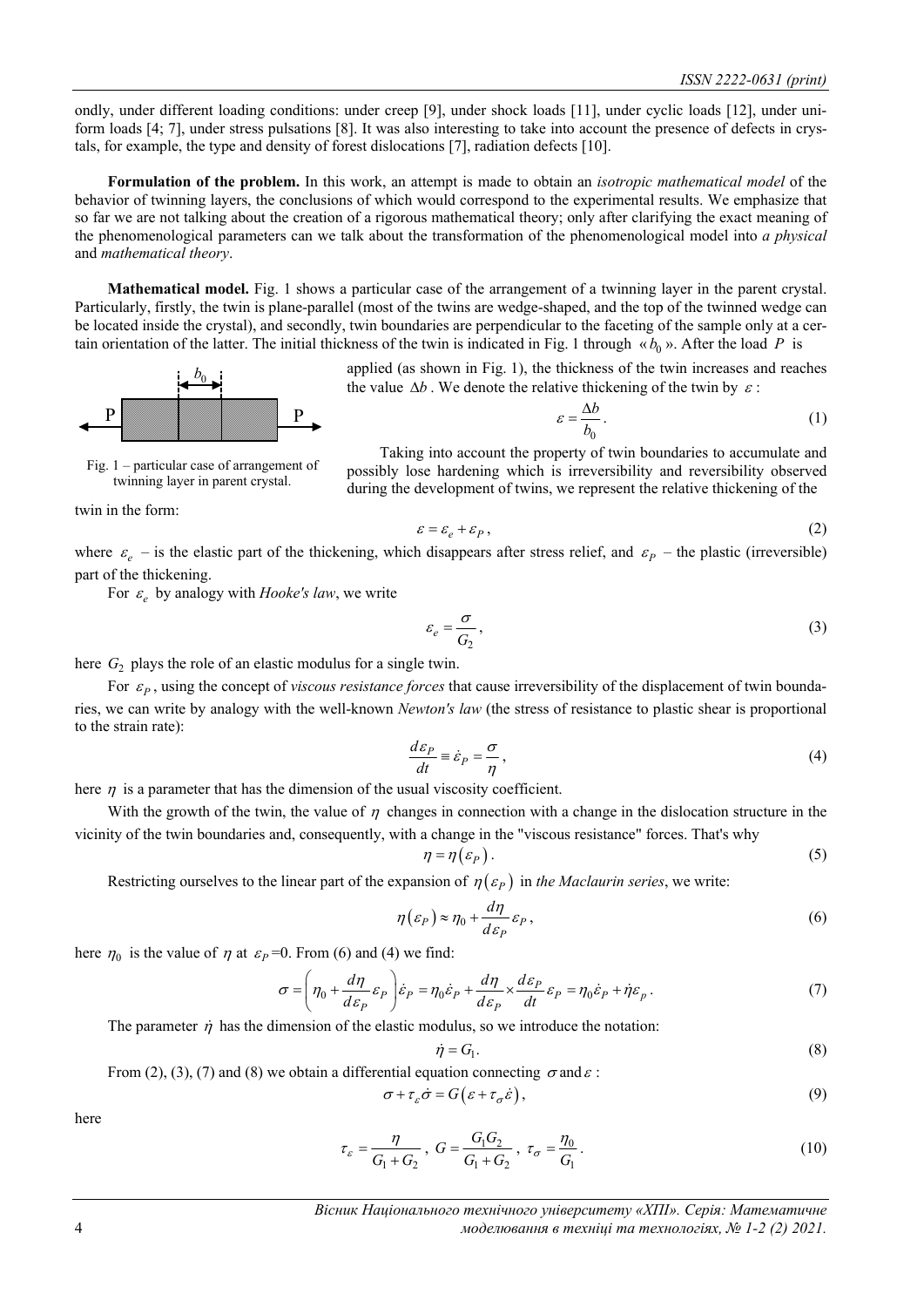ondly, under different loading conditions: under creep [9], under shock loads [11], under cyclic loads [12], under uniform loads [4; 7], under stress pulsations [8]. It was also interesting to take into account the presence of defects in crystals, for example, the type and density of forest dislocations [7], radiation defects [10].

**Formulation of the problem.** In this work, an attempt is made to obtain an *isotropic mathematical model* of the behavior of twinning layers, the conclusions of which would correspond to the experimental results. We emphasize that so far we are not talking about the creation of a rigorous mathematical theory; only after clarifying the exact meaning of the phenomenological parameters can we talk about the transformation of the phenomenological model into *a physical* and *mathematical theory*.

**Mathematical model.** Fig. 1 shows a particular case of the arrangement of a twinning layer in the parent crystal. Particularly, firstly, the twin is plane-parallel (most of the twins are wedge-shaped, and the top of the twinned wedge can be located inside the crystal), and secondly, twin boundaries are perpendicular to the faceting of the sample only at a certain orientation of the latter. The initial thickness of the twin is indicated in Fig. 1 through «$b_0$». After the load $P$ is applied (as shown in Fig. 1), the thickness of the twin increases and reaches the value $\Delta b$. We denote the relative thickening of the twin by $\varepsilon$:

$$\varepsilon = \frac{\Delta b}{b_0}. \tag{1}$$

Fig. 1 – particular case of arrangement of twinning layer in parent crystal.

Taking into account the property of twin boundaries to accumulate and possibly lose hardening which is irreversibility and reversibility observed during the development of twins, we represent the relative thickening of the twin in the form:

$$\varepsilon = \varepsilon_e + \varepsilon_P, \tag{2}$$

where $\varepsilon_e$ – is the elastic part of the thickening, which disappears after stress relief, and $\varepsilon_P$ – the plastic (irreversible) part of the thickening.

For $\varepsilon_e$ by analogy with *Hooke's law*, we write

$$\varepsilon_e = \frac{\sigma}{G_2}, \tag{3}$$

here $G_2$ plays the role of an elastic modulus for a single twin.

For $\varepsilon_P$, using the concept of *viscous resistance forces* that cause irreversibility of the displacement of twin boundaries, we can write by analogy with the well-known *Newton's law* (the stress of resistance to plastic shear is proportional to the strain rate):

$$\frac{d\varepsilon_P}{dt} \equiv \dot{\varepsilon}_P = \frac{\sigma}{\eta}, \tag{4}$$

here $\eta$ is a parameter that has the dimension of the usual viscosity coefficient.

With the growth of the twin, the value of $\eta$ changes in connection with a change in the dislocation structure in the vicinity of the twin boundaries and, consequently, with a change in the "viscous resistance" forces. That's why

$$\eta = \eta(\varepsilon_P). \tag{5}$$

Restricting ourselves to the linear part of the expansion of $\eta(\varepsilon_P)$ in *the Maclaurin series*, we write:

$$\eta(\varepsilon_P) \approx \eta_0 + \frac{d\eta}{d\varepsilon_P}\varepsilon_P, \tag{6}$$

here $\eta_0$ is the value of $\eta$ at $\varepsilon_P = 0$. From (6) and (4) we find:

$$\sigma = \left(\eta_0 + \frac{d\eta}{d\varepsilon_P}\varepsilon_P\right)\dot{\varepsilon}_P = \eta_0\dot{\varepsilon}_P + \frac{d\eta}{d\varepsilon_P} \times \frac{d\varepsilon_P}{dt}\varepsilon_P = \eta_0\dot{\varepsilon}_P + \dot{\eta}\varepsilon_p. \tag{7}$$

The parameter $\dot{\eta}$ has the dimension of the elastic modulus, so we introduce the notation:

$$\dot{\eta} = G_1. \tag{8}$$

From (2), (3), (7) and (8) we obtain a differential equation connecting $\sigma$ and $\varepsilon$:

$$\sigma + \tau_\varepsilon\dot{\sigma} = G(\varepsilon + \tau_\sigma\dot{\varepsilon}), \tag{9}$$

here

$$\tau_\varepsilon = \frac{\eta}{G_1 + G_2}, \; G = \frac{G_1 G_2}{G_1 + G_2}, \; \tau_\sigma = \frac{\eta_0}{G_1}. \tag{10}$$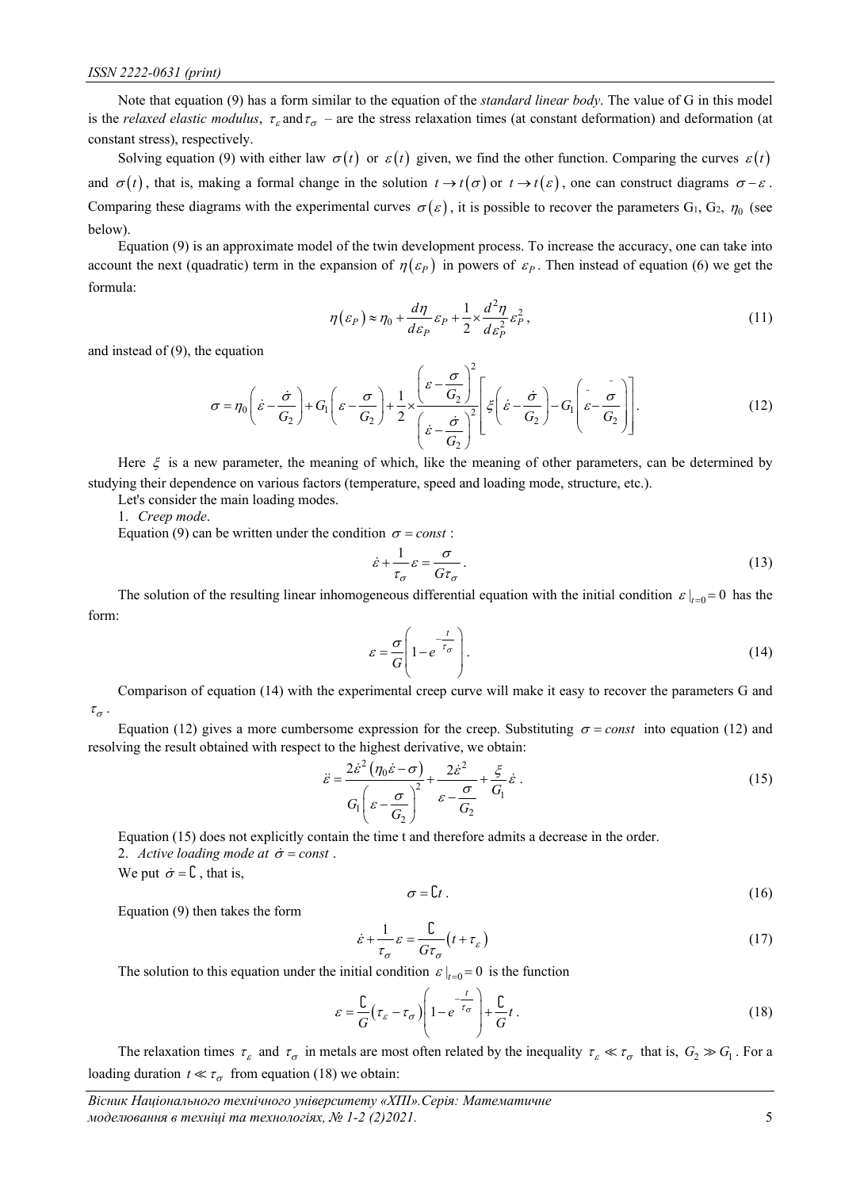Note that equation (9) has a form similar to the equation of the *standard linear body*. The value of G in this model is the *relaxed elastic modulus*, $\tau_\varepsilon$ and $\tau_\sigma$ – are the stress relaxation times (at constant deformation) and deformation (at constant stress), respectively.

Solving equation (9) with either law $\sigma(t)$ or $\varepsilon(t)$ given, we find the other function. Comparing the curves $\varepsilon(t)$ and $\sigma(t)$, that is, making a formal change in the solution $t \to t(\sigma)$ or $t \to t(\varepsilon)$, one can construct diagrams $\sigma - \varepsilon$. Comparing these diagrams with the experimental curves $\sigma(\varepsilon)$, it is possible to recover the parameters $G_1$, $G_2$, $\eta_0$ (see below).

Equation (9) is an approximate model of the twin development process. To increase the accuracy, one can take into account the next (quadratic) term in the expansion of $\eta(\varepsilon_P)$ in powers of $\varepsilon_P$. Then instead of equation (6) we get the formula:

$$\eta(\varepsilon_P) \approx \eta_0 + \frac{d\eta}{d\varepsilon_P}\varepsilon_P + \frac{1}{2}\times\frac{d^2\eta}{d\varepsilon_P^2}\varepsilon_P^2, \tag{11}$$

and instead of (9), the equation

$$\sigma = \eta_0\left(\dot{\varepsilon} - \frac{\dot{\sigma}}{G_2}\right) + G_1\left(\varepsilon - \frac{\sigma}{G_2}\right) + \frac{1}{2}\times\frac{\left(\varepsilon - \dfrac{\sigma}{G_2}\right)^2}{\left(\dot{\varepsilon} - \dfrac{\dot{\sigma}}{G_2}\right)^2}\left[\xi\left(\dot{\varepsilon} - \frac{\dot{\sigma}}{G_2}\right) - G_1\left(\ddot{\varepsilon} - \frac{\ddot{\sigma}}{G_2}\right)\right]. \tag{12}$$

Here $\xi$ is a new parameter, the meaning of which, like the meaning of other parameters, can be determined by studying their dependence on various factors (temperature, speed and loading mode, structure, etc.).

Let's consider the main loading modes.

1. *Creep mode*.

Equation (9) can be written under the condition $\sigma = const$:

$$\dot{\varepsilon} + \frac{1}{\tau_\sigma}\varepsilon = \frac{\sigma}{G\tau_\sigma}. \tag{13}$$

The solution of the resulting linear inhomogeneous differential equation with the initial condition $\varepsilon|_{t=0} = 0$ has the form:

$$\varepsilon = \frac{\sigma}{G}\left(1 - e^{-\frac{t}{\tau_\sigma}}\right). \tag{14}$$

Comparison of equation (14) with the experimental creep curve will make it easy to recover the parameters G and $\tau_\sigma$.

Equation (12) gives a more cumbersome expression for the creep. Substituting $\sigma = const$ into equation (12) and resolving the result obtained with respect to the highest derivative, we obtain:

$$\ddot{\varepsilon} = \frac{2\dot{\varepsilon}^2(\eta_0\dot{\varepsilon} - \sigma)}{G_1\left(\varepsilon - \dfrac{\sigma}{G_2}\right)^2} + \frac{2\dot{\varepsilon}^2}{\varepsilon - \dfrac{\sigma}{G_2}} + \frac{\xi}{G_1}\dot{\varepsilon}. \tag{15}$$

Equation (15) does not explicitly contain the time t and therefore admits a decrease in the order.

2. *Active loading mode at* $\dot{\sigma} = const$.

We put $\dot{\sigma} = C$, that is,

$$\sigma = Ct. \tag{16}$$

Equation (9) then takes the form

$$\dot{\varepsilon} + \frac{1}{\tau_\sigma}\varepsilon = \frac{C}{G\tau_\sigma}(t + \tau_\varepsilon) \tag{17}$$

The solution to this equation under the initial condition $\varepsilon|_{t=0} = 0$ is the function

$$\varepsilon = \frac{C}{G}(\tau_\varepsilon - \tau_\sigma)\left(1 - e^{-\frac{t}{\tau_\sigma}}\right) + \frac{C}{G}t. \tag{18}$$

The relaxation times $\tau_\varepsilon$ and $\tau_\sigma$ in metals are most often related by the inequality $\tau_\varepsilon \ll \tau_\sigma$ that is, $G_2 \gg G_1$. For a loading duration $t \ll \tau_\sigma$ from equation (18) we obtain: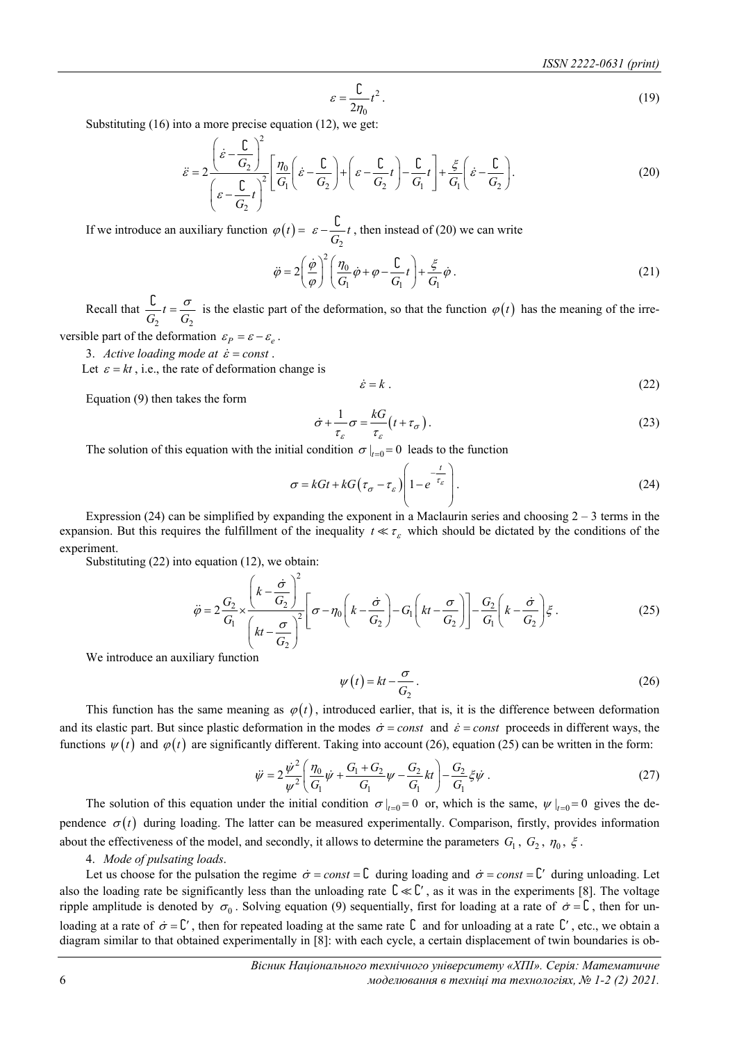$$\varepsilon = \frac{C}{2\eta_0} t^2 . \tag{19}$$

Substituting (16) into a more precise equation (12), we get:

$$\ddot{\varepsilon} = 2\frac{\left(\dot{\varepsilon} - \frac{C}{G_2}\right)^2}{\left(\varepsilon - \frac{C}{G_2} t\right)^2}\left[\frac{\eta_0}{G_1}\left(\dot{\varepsilon} - \frac{C}{G_2}\right) + \left(\varepsilon - \frac{C}{G_2} t\right) - \frac{C}{G_1} t\right] + \frac{\xi}{G_1}\left(\dot{\varepsilon} - \frac{C}{G_2}\right). \tag{20}$$

If we introduce an auxiliary function $\varphi(t) = \varepsilon - \frac{C}{G_2} t$ , then instead of (20) we can write

$$\ddot{\varphi} = 2\left(\frac{\dot{\varphi}}{\varphi}\right)^2 \left(\frac{\eta_0}{G_1}\dot{\varphi} + \varphi - \frac{C}{G_1} t\right) + \frac{\xi}{G_1}\dot{\varphi} . \tag{21}$$

Recall that $\frac{C}{G_2} t = \frac{\sigma}{G_2}$ is the elastic part of the deformation, so that the function $\varphi(t)$ has the meaning of the irreversible part of the deformation $\varepsilon_P = \varepsilon - \varepsilon_e$ .

3. *Active loading mode at* $\dot{\varepsilon} = const$ .

Let $\varepsilon = kt$ , i.e., the rate of deformation change is

$$\dot{\varepsilon} = k . \tag{22}$$

Equation (9) then takes the form

$$\dot{\sigma} + \frac{1}{\tau_\varepsilon}\sigma = \frac{kG}{\tau_\varepsilon}\left(t + \tau_\sigma\right). \tag{23}$$

The solution of this equation with the initial condition $\sigma|_{t=0} = 0$ leads to the function

$$\sigma = kGt + kG\left(\tau_\sigma - \tau_\varepsilon\right)\left(1 - e^{-\frac{t}{\tau_\varepsilon}}\right). \tag{24}$$

Expression (24) can be simplified by expanding the exponent in a Maclaurin series and choosing 2 – 3 terms in the expansion. But this requires the fulfillment of the inequality $t \ll \tau_\varepsilon$ which should be dictated by the conditions of the experiment.

Substituting (22) into equation (12), we obtain:

$$\ddot{\varphi} = 2\frac{G_2}{G_1} \times \frac{\left(k - \frac{\dot{\sigma}}{G_2}\right)^2}{\left(kt - \frac{\sigma}{G_2}\right)^2}\left[\sigma - \eta_0\left(k - \frac{\dot{\sigma}}{G_2}\right) - G_1\left(kt - \frac{\sigma}{G_2}\right)\right] - \frac{G_2}{G_1}\left(k - \frac{\dot{\sigma}}{G_2}\right)\xi . \tag{25}$$

We introduce an auxiliary function

$$\psi(t) = kt - \frac{\sigma}{G_2} . \tag{26}$$

This function has the same meaning as $\varphi(t)$ , introduced earlier, that is, it is the difference between deformation and its elastic part. But since plastic deformation in the modes $\dot{\sigma} = const$ and $\dot{\varepsilon} = const$ proceeds in different ways, the functions $\psi(t)$ and $\varphi(t)$ are significantly different. Taking into account (26), equation (25) can be written in the form:

$$\ddot{\psi} = 2\frac{\dot{\psi}^2}{\psi^2}\left(\frac{\eta_0}{G_1}\dot{\psi} + \frac{G_1 + G_2}{G_1}\psi - \frac{G_2}{G_1} kt\right) - \frac{G_2}{G_1}\xi\dot{\psi} . \tag{27}$$

The solution of this equation under the initial condition $\sigma|_{t=0} = 0$ or, which is the same, $\psi|_{t=0} = 0$ gives the dependence $\sigma(t)$ during loading. The latter can be measured experimentally. Comparison, firstly, provides information about the effectiveness of the model, and secondly, it allows to determine the parameters $G_1$ , $G_2$ , $\eta_0$ , $\xi$ .

4. *Mode of pulsating loads*.

Let us choose for the pulsation the regime $\dot{\sigma} = const = C$ during loading and $\dot{\sigma} = const = C'$ during unloading. Let also the loading rate be significantly less than the unloading rate $C \ll C'$ , as it was in the experiments [8]. The voltage ripple amplitude is denoted by $\sigma_0$ . Solving equation (9) sequentially, first for loading at a rate of $\dot{\sigma} = C$ , then for unloading at a rate of $\dot{\sigma} = C'$ , then for repeated loading at the same rate $C$ and for unloading at a rate $C'$ , etc., we obtain a diagram similar to that obtained experimentally in [8]: with each cycle, a certain displacement of twin boundaries is ob-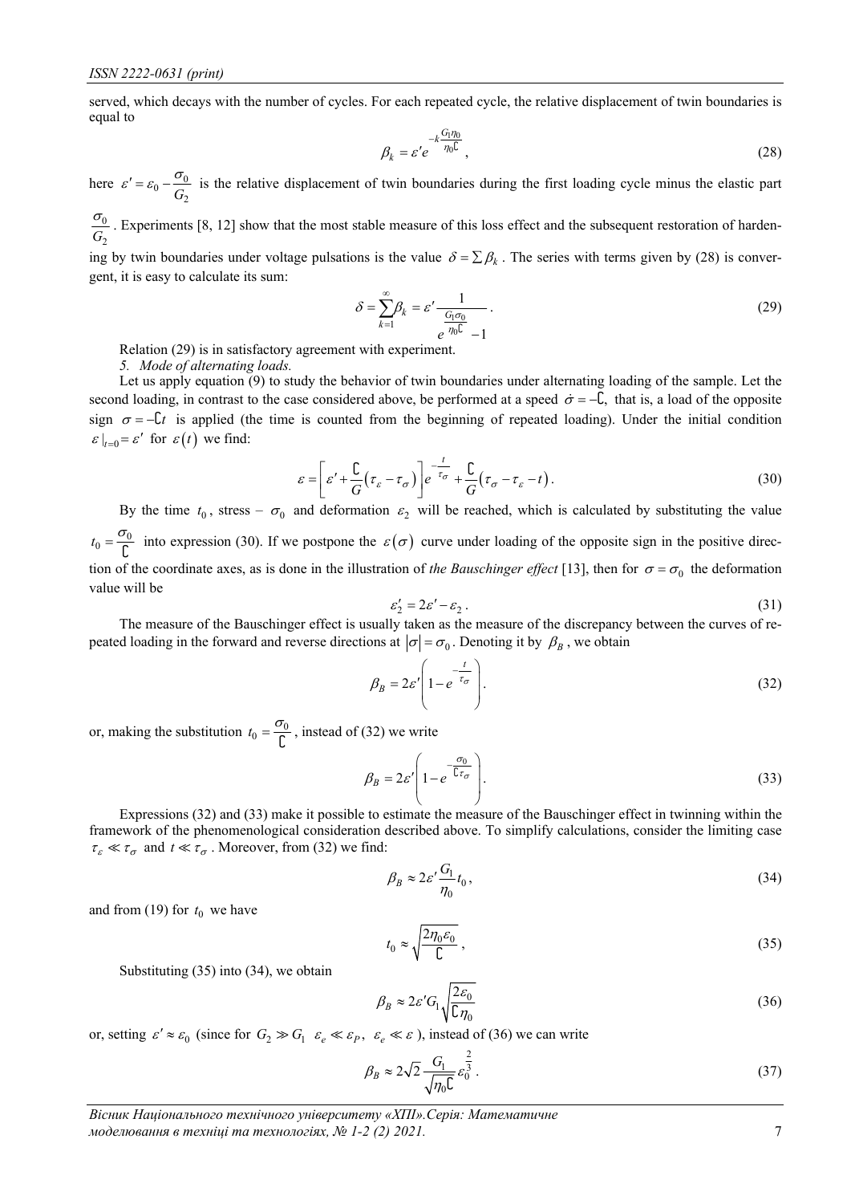served, which decays with the number of cycles. For each repeated cycle, the relative displacement of twin boundaries is equal to

$$\beta_k = \varepsilon' e^{-k\frac{G_1\eta_0}{\eta_0 \mathrm{C}}}, \tag{28}$$

here $\varepsilon' = \varepsilon_0 - \frac{\sigma_0}{G_2}$ is the relative displacement of twin boundaries during the first loading cycle minus the elastic part $\frac{\sigma_0}{G_2}$. Experiments [8, 12] show that the most stable measure of this loss effect and the subsequent restoration of hardening by twin boundaries under voltage pulsations is the value $\delta = \sum \beta_k$. The series with terms given by (28) is convergent, it is easy to calculate its sum:

$$\delta = \sum_{k=1}^{\infty} \beta_k = \varepsilon' \frac{1}{e^{\frac{G_1\sigma_0}{\eta_0 \mathrm{C}}} - 1}. \tag{29}$$

Relation (29) is in satisfactory agreement with experiment.

*5. Mode of alternating loads.*

Let us apply equation (9) to study the behavior of twin boundaries under alternating loading of the sample. Let the second loading, in contrast to the case considered above, be performed at a speed $\dot{\sigma} = -\mathrm{C}$, that is, a load of the opposite sign $\sigma = -\mathrm{C}t$ is applied (the time is counted from the beginning of repeated loading). Under the initial condition $\varepsilon|_{t=0} = \varepsilon'$ for $\varepsilon(t)$ we find:

$$\varepsilon = \left[\varepsilon' + \frac{\mathrm{C}}{G}(\tau_\varepsilon - \tau_\sigma)\right] e^{-\frac{t}{\tau_\sigma}} + \frac{\mathrm{C}}{G}(\tau_\sigma - \tau_\varepsilon - t). \tag{30}$$

By the time $t_0$, stress – $\sigma_0$ and deformation $\varepsilon_2$ will be reached, which is calculated by substituting the value $t_0 = \frac{\sigma_0}{\mathrm{C}}$ into expression (30). If we postpone the $\varepsilon(\sigma)$ curve under loading of the opposite sign in the positive direction of the coordinate axes, as is done in the illustration of *the Bauschinger effect* [13], then for $\sigma = \sigma_0$ the deformation value will be

$$\varepsilon_2' = 2\varepsilon' - \varepsilon_2. \tag{31}$$

The measure of the Bauschinger effect is usually taken as the measure of the discrepancy between the curves of repeated loading in the forward and reverse directions at $|\sigma| = \sigma_0$. Denoting it by $\beta_B$, we obtain

$$\beta_B = 2\varepsilon' \left(1 - e^{-\frac{t}{\tau_\sigma}}\right). \tag{32}$$

or, making the substitution $t_0 = \frac{\sigma_0}{\mathrm{C}}$, instead of (32) we write

$$\beta_B = 2\varepsilon' \left(1 - e^{-\frac{\sigma_0}{\mathrm{C}\tau_\sigma}}\right). \tag{33}$$

Expressions (32) and (33) make it possible to estimate the measure of the Bauschinger effect in twinning within the framework of the phenomenological consideration described above. To simplify calculations, consider the limiting case $\tau_\varepsilon \ll \tau_\sigma$ and $t \ll \tau_\sigma$. Moreover, from (32) we find:

$$\beta_B \approx 2\varepsilon' \frac{G_1}{\eta_0} t_0, \tag{34}$$

and from (19) for $t_0$ we have

$$t_0 \approx \sqrt{\frac{2\eta_0\varepsilon_0}{\mathrm{C}}}, \tag{35}$$

Substituting (35) into (34), we obtain

$$\beta_B \approx 2\varepsilon' G_1 \sqrt{\frac{2\varepsilon_0}{\mathrm{C}\eta_0}} \tag{36}$$

or, setting $\varepsilon' \approx \varepsilon_0$ (since for $G_2 \gg G_1$ $\varepsilon_e \ll \varepsilon_P$, $\varepsilon_e \ll \varepsilon$), instead of (36) we can write

$$\beta_B \approx 2\sqrt{2} \frac{G_1}{\sqrt{\eta_0 \mathrm{C}}} \varepsilon_0^{\frac{2}{3}}. \tag{37}$$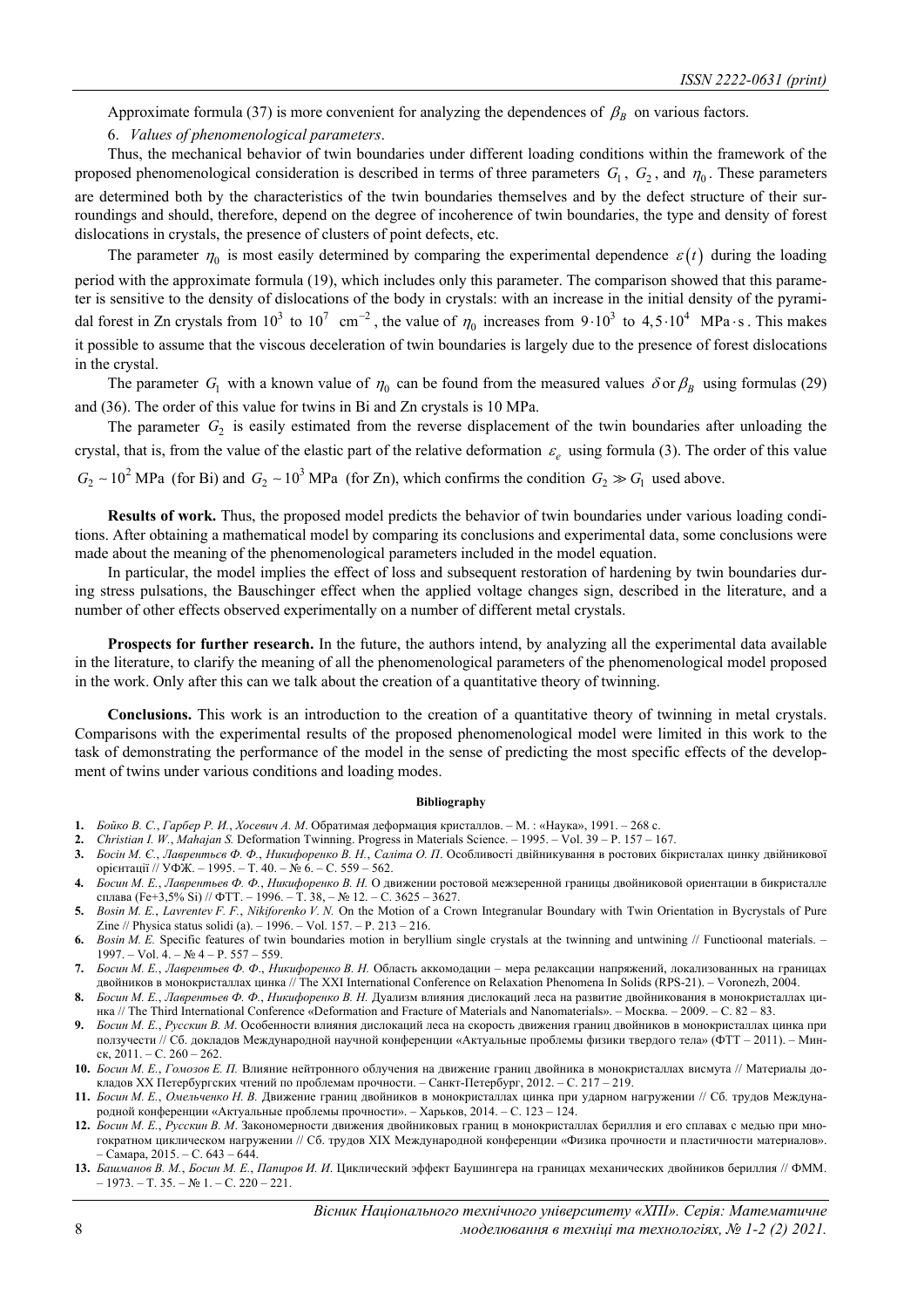Approximate formula (37) is more convenient for analyzing the dependences of $\beta_B$ on various factors.

6. *Values of phenomenological parameters*.

Thus, the mechanical behavior of twin boundaries under different loading conditions within the framework of the proposed phenomenological consideration is described in terms of three parameters $G_1$, $G_2$, and $\eta_0$. These parameters are determined both by the characteristics of the twin boundaries themselves and by the defect structure of their surroundings and should, therefore, depend on the degree of incoherence of twin boundaries, the type and density of forest dislocations in crystals, the presence of clusters of point defects, etc.

The parameter $\eta_0$ is most easily determined by comparing the experimental dependence $\varepsilon(t)$ during the loading period with the approximate formula (19), which includes only this parameter. The comparison showed that this parameter is sensitive to the density of dislocations of the body in crystals: with an increase in the initial density of the pyramidal forest in Zn crystals from $10^3$ to $10^7$ $\text{cm}^{-2}$, the value of $\eta_0$ increases from $9\cdot10^3$ to $4{,}5\cdot10^4$ $\text{MPa}\cdot\text{s}$. This makes it possible to assume that the viscous deceleration of twin boundaries is largely due to the presence of forest dislocations in the crystal.

The parameter $G_1$ with a known value of $\eta_0$ can be found from the measured values $\delta$ or $\beta_B$ using formulas (29) and (36). The order of this value for twins in Bi and Zn crystals is 10 MPa.

The parameter $G_2$ is easily estimated from the reverse displacement of the twin boundaries after unloading the crystal, that is, from the value of the elastic part of the relative deformation $\varepsilon_e$ using formula (3). The order of this value $G_2 \sim 10^2$ MPa (for Bi) and $G_2 \sim 10^3$ MPa (for Zn), which confirms the condition $G_2 \gg G_1$ used above.

**Results of work.** Thus, the proposed model predicts the behavior of twin boundaries under various loading conditions. After obtaining a mathematical model by comparing its conclusions and experimental data, some conclusions were made about the meaning of the phenomenological parameters included in the model equation.

In particular, the model implies the effect of loss and subsequent restoration of hardening by twin boundaries during stress pulsations, the Bauschinger effect when the applied voltage changes sign, described in the literature, and a number of other effects observed experimentally on a number of different metal crystals.

**Prospects for further research.** In the future, the authors intend, by analyzing all the experimental data available in the literature, to clarify the meaning of all the phenomenological parameters of the phenomenological model proposed in the work. Only after this can we talk about the creation of a quantitative theory of twinning.

**Conclusions.** This work is an introduction to the creation of a quantitative theory of twinning in metal crystals. Comparisons with the experimental results of the proposed phenomenological model were limited in this work to the task of demonstrating the performance of the model in the sense of predicting the most specific effects of the development of twins under various conditions and loading modes.

#### Bibliography

1. *Бойко В. С.*, *Гарбер Р. И.*, *Хосевич А. М.* Обратимая деформация кристаллов. – М. : «Наука», 1991. – 268 с.
2. *Christian I. W.*, *Mahajan S.* Deformation Twinning. Progress in Materials Science. – 1995. – Vol. 39 – P. 157 – 167.
3. *Босін М. Є.*, *Лавреньєв Ф. Ф.*, *Никифоренко В. Н.*, *Саліта О. П.* Особливості двійникування в ростових бікристалах цинку двійникової орієнтації // УФЖ. – 1995. – Т. 40. – № 6. – С. 559 – 562.
4. *Босин М. Е.*, *Лаврентьев Ф. Ф.*, *Никифоренко В. Н.* О движении ростовой межзеренной границы двойниковой ориентации в бикристалле сплава (Fe+3,5% Si) // ФТТ. – 1996. – Т. 38, – № 12. – С. 3625 – 3627.
5. *Bosin M. E.*, *Lavrentev F. F.*, *Nikiforenko V. N.* On the Motion of a Crown Integranular Boundary with Twin Orientation in Bycrystals of Pure Zine // Physica status solidi (a). – 1996. – Vol. 157. – P. 213 – 216.
6. *Bosin M. E.* Specific features of twin boundaries motion in beryllium single crystals at the twinning and untwining // Functioonal materials. – 1997. – Vol. 4. – № 4 – P. 557 – 559.
7. *Босин М. Е.*, *Лаврентьев Ф. Ф.*, *Никифоренко В. Н.* Область аккомодации – мера релаксации напряжений, локализованных на границах двойников в монокристаллах цинка // The XXI International Conference on Relaxation Phenomena In Solids (RPS-21). – Voronezh, 2004.
8. *Босин М. Е.*, *Лаврентьев Ф. Ф.*, *Никифоренко В. Н.* Дуализм влияния дислокаций леса на развитие двойникования в монокристаллах цинка // The Third International Conference «Deformation and Fracture of Materials and Nanomaterials». – Москва. – 2009. – С. 82 – 83.
9. *Босин М. Е.*, *Русскин В. М.* Особенности влияния дислокаций леса на скорость движения границ двойников в монокристаллах цинка при ползучести // Сб. докладов Международной научной конференции «Актуальные проблемы физики твердого тела» (ФТТ – 2011). – Минск, 2011. – С. 260 – 262.
10. *Босин М. Е.*, *Гомозов Е. П.* Влияние нейтронного облучения на движение границ двойника в монокристаллах висмута // Материалы докладов ХХ Петербургских чтений по проблемам прочности. – Санкт-Петербург, 2012. – С. 217 – 219.
11. *Босин М. Е.*, *Омельченко Н. В.* Движение границ двойников в монокристаллах цинка при ударном нагружении // Сб. трудов Международной конференции «Актуальные проблемы прочности». – Харьков, 2014. – С. 123 – 124.
12. *Босин М. Е.*, *Русскин В. М.* Закономерности движения двойниковых границ в монокристаллах бериллия и его сплавах с медью при многократном циклическом нагружении // Сб. трудов XIX Международной конференции «Физика прочности и пластичности материалов». – Самара, 2015. – С. 643 – 644.
13. *Башманов В. М.*, *Босин М. Е.*, *Папиров И. И.* Циклический эффект Баушингера на границах механических двойников бериллия // ФММ. – 1973. – Т. 35. – № 1. – С. 220 – 221.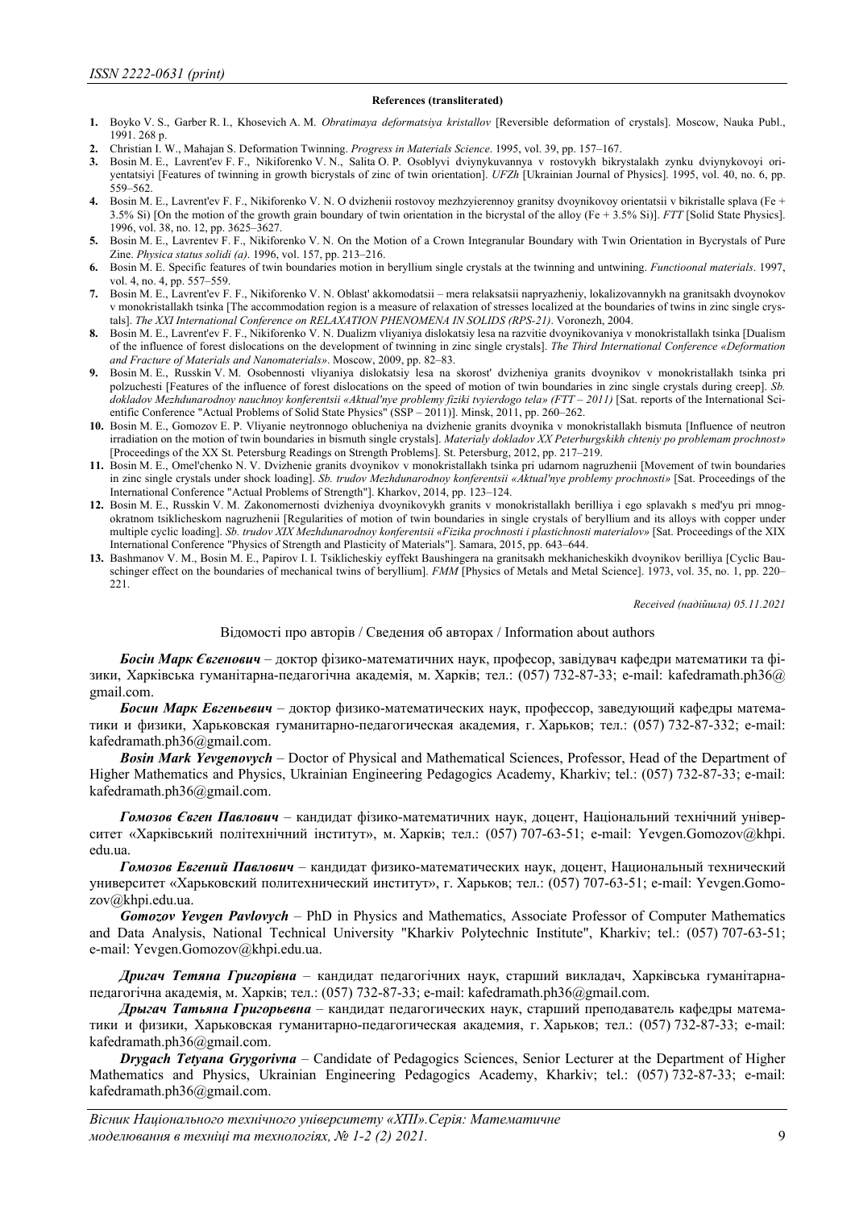**References (transliterated)**

1. Boyko V. S., Garber R. I., Khosevich A. M. *Obratimaya deformatsiya kristallov* [Reversible deformation of crystals]. Moscow, Nauka Publ., 1991. 268 p.
2. Christian I. W., Mahajan S. Deformation Twinning. *Progress in Materials Science*. 1995, vol. 39, pp. 157–167.
3. Bosin M. E., Lavrent'ev F. F., Nikiforenko V. N., Salita O. P. Osoblyvi dviynykuvannya v rostovykh bikrystalakh zynku dviynykovoyi oriyentatsiyi [Features of twinning in growth bicrystals of zinc of twin orientation]. *UFZh* [Ukrainian Journal of Physics]. 1995, vol. 40, no. 6, pp. 559–562.
4. Bosin M. E., Lavrent'ev F. F., Nikiforenko V. N. O dvizhenii rostovoy mezhzierennoy granitsy dvoynikovoy orientatsii v bikristalle splava (Fe + 3.5% Si) [On the motion of the growth grain boundary of twin orientation in the bicrystal of the alloy (Fe + 3.5% Si)]. *FTT* [Solid State Physics]. 1996, vol. 38, no. 12, pp. 3625–3627.
5. Bosin M. E., Lavrentev F. F., Nikiforenko V. N. On the Motion of a Crown Integranular Boundary with Twin Orientation in Bycrystals of Pure Zine. *Physica status solidi (a)*. 1996, vol. 157, pp. 213–216.
6. Bosin M. E. Specific features of twin boundaries motion in beryllium single crystals at the twinning and untwining. *Functioonal materials*. 1997, vol. 4, no. 4, pp. 557–559.
7. Bosin M. E., Lavrent'ev F. F., Nikiforenko V. N. Oblast' akkomodatsii – mera relaksatsii napryazheniy, lokalizovannykh na granitsakh dvoynokov v monokristallakh tsinka [The accommodation region is a measure of relaxation of stresses localized at the boundaries of twins in zinc single crystals]. *The XXI International Conference on RELAXATION PHENOMENA IN SOLIDS (RPS-21)*. Voronezh, 2004.
8. Bosin M. E., Lavrent'ev F. F., Nikiforenko V. N. Dualizm vliyaniya dislokatsiy lesa na razvitie dvoynikovaniya v monokristallakh tsinka [Dualism of the influence of forest dislocations on the development of twinning in zinc single crystals]. *The Third International Conference «Deformation and Fracture of Materials and Nanomaterials»*. Moscow, 2009, pp. 82–83.
9. Bosin M. E., Russkin V. M. Osobennosti vliyaniya dislokatsiy lesa na skorost' dvizheniya granits dvoynikov v monokristallakh tsinka pri polzuchesti [Features of the influence of forest dislocations on the speed of motion of twin boundaries in zinc single crystals during creep]. *Sb. dokladov Mezhdunarodnoy nauchnoy konferentsii «Aktual'nye problemy fiziki tvyierdogo tela» (FTT – 2011)* [Sat. reports of the International Scientific Conference "Actual Problems of Solid State Physics" (SSP – 2011)]. Minsk, 2011, pp. 260–262.
10. Bosin M. E., Gomozov E. P. Vliyanie neytronnogo oblucheniya na dvizhenie granits dvoynika v monokristallakh bismuta [Influence of neutron irradiation on the motion of twin boundaries in bismuth single crystals]. *Materialy dokladov XX Peterburgskikh chteniy po problemam prochnost»* [Proceedings of the XX St. Petersburg Readings on Strength Problems]. St. Petersburg, 2012, pp. 217–219.
11. Bosin M. E., Omel'chenko N. V. Dvizhenie granits dvoynikov v monokristallakh tsinka pri udarnom nagruzhenii [Movement of twin boundaries in zinc single crystals under shock loading]. *Sb. trudov Mezhdunarodnoy konferentsii «Aktual'nye problemy prochnosti»* [Sat. Proceedings of the International Conference "Actual Problems of Strength"]. Kharkov, 2014, pp. 123–124.
12. Bosin M. E., Russkin V. M. Zakonomernosti dvizheniya dvoynikovykh granits v monokristallakh berilliya i ego splavakh s med'yu pri mnogokratnom tsiklicheskom nagruzhenii [Regularities of motion of twin boundaries in single crystals of beryllium and its alloys with copper under multiple cyclic loading]. *Sb. trudov XIX Mezhdunarodnoy konferentsii «Fizika prochnosti i plastichnosti materialov»* [Sat. Proceedings of the XIX International Conference "Physics of Strength and Plasticity of Materials"]. Samara, 2015, pp. 643–644.
13. Bashmanov V. M., Bosin M. E., Papirov I. I. Tsiklicheskiy eyffekt Baushingera na granitsakh mekhanicheskikh dvoynikov berilliya [Cyclic Bauschinger effect on the boundaries of mechanical twins of beryllium]. *FMM* [Physics of Metals and Metal Science]. 1973, vol. 35, no. 1, pp. 220–221.

*Received (надійшла) 05.11.2021*

Відомості про авторів / Сведения об авторах / Information about authors

***Босін Марк Євгенович*** – доктор фізико-математичних наук, професор, завідувач кафедри математики та фізики, Харківська гуманітарна-педагогічна академія, м. Харків; тел.: (057) 732-87-33; e-mail: kafedramath.ph36@gmail.com.

***Босин Марк Евгеньевич*** – доктор физико-математических наук, профессор, заведующий кафедры математики и физики, Харьковская гуманитарно-педагогическая академия, г. Харьков; тел.: (057) 732-87-332; e-mail: kafedramath.ph36@gmail.com.

***Bosin Mark Yevgenovych*** – Doctor of Physical and Mathematical Sciences, Professor, Head of the Department of Higher Mathematics and Physics, Ukrainian Engineering Pedagogics Academy, Kharkiv; tel.: (057) 732-87-33; e-mail: kafedramath.ph36@gmail.com.

***Гомозов Євген Павлович*** – кандидат фізико-математичних наук, доцент, Національний технічний університет «Харківський політехнічний інститут», м. Харків; тел.: (057) 707-63-51; e-mail: Yevgen.Gomozov@khpi.edu.ua.

***Гомозов Евгений Павлович*** – кандидат физико-математических наук, доцент, Национальный технический университет «Харьковский политехнический институт», г. Харьков; тел.: (057) 707-63-51; e-mail: Yevgen.Gomozov@khpi.edu.ua.

***Gomozov Yevgen Pavlovych*** – PhD in Physics and Mathematics, Associate Professor of Computer Mathematics and Data Analysis, National Technical University "Kharkiv Polytechnic Institute", Kharkiv; tel.: (057) 707-63-51; e-mail: Yevgen.Gomozov@khpi.edu.ua.

***Дригач Тетяна Григорівна*** – кандидат педагогічних наук, старший викладач, Харківська гуманітарна-педагогічна академія, м. Харків; тел.: (057) 732-87-33; e-mail: kafedramath.ph36@gmail.com.

***Дрыгач Татьяна Григорьевна*** – кандидат педагогических наук, старший преподаватель кафедры математики и физики, Харьковская гуманитарно-педагогическая академия, г. Харьков; тел.: (057) 732-87-33; e-mail: kafedramath.ph36@gmail.com.

***Drygach Tetyana Grygorivna*** – Candidate of Pedagogics Sciences, Senior Lecturer at the Department of Higher Mathematics and Physics, Ukrainian Engineering Pedagogics Academy, Kharkiv; tel.: (057) 732-87-33; e-mail: kafedramath.ph36@gmail.com.